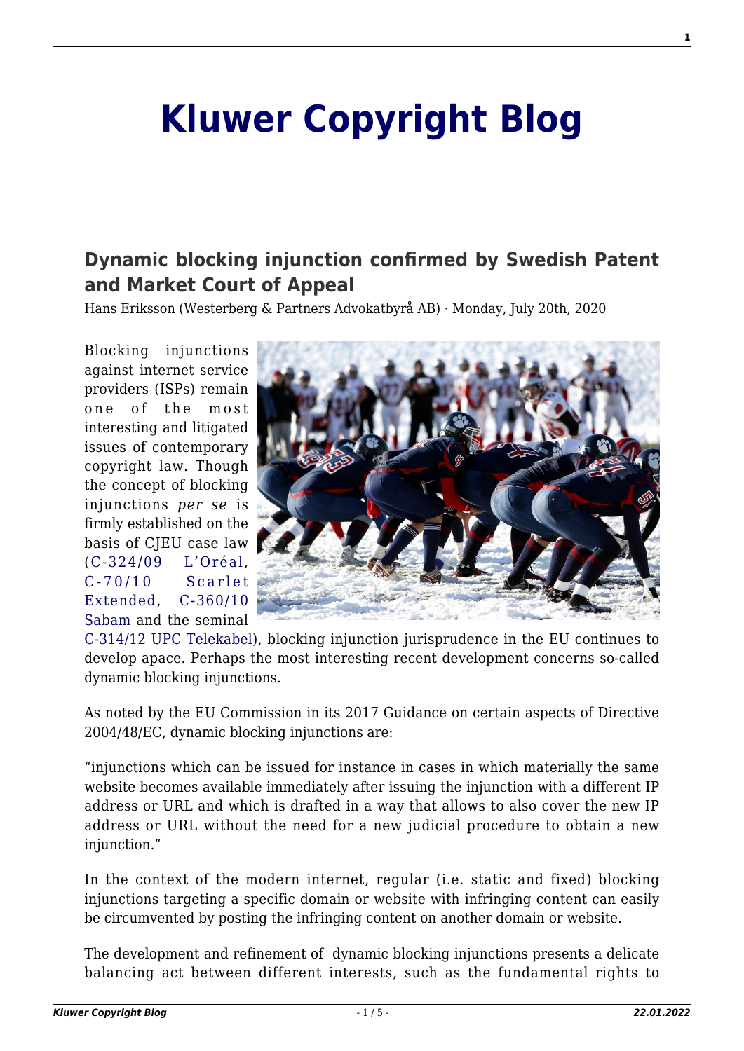# Kluwer Copyright Blog

## Dynamic blocking injunction confirmed by Swedish Patent and Market Court of Appeal

Hans Eriksson (Westerberg & Partners Advokatbyrå AB) · Monday, July 20th, 2020

Blocking injunctions against internet service providers (ISPs) remain one of the most interesting and litigated issues of contemporary copyright law. Though the concept of blocking injunctions *per se* is firmly established on the basis of CJEU case law (C-324/09 L'Oréal, C-70/10 Scarlet Extended, C-360/10 Sabam and the seminal C-314/12 UPC Telekabel), blocking injunction jurisprudence in the EU continues to develop apace. Perhaps the most interesting recent development concerns so-called dynamic blocking injunctions.

As noted by the EU Commission in its 2017 Guidance on certain aspects of Directive 2004/48/EC, dynamic blocking injunctions are:

"injunctions which can be issued for instance in cases in which materially the same website becomes available immediately after issuing the injunction with a different IP address or URL and which is drafted in a way that allows to also cover the new IP address or URL without the need for a new judicial procedure to obtain a new injunction."

In the context of the modern internet, regular (i.e. static and fixed) blocking injunctions targeting a specific domain or website with infringing content can easily be circumvented by posting the infringing content on another domain or website.

The development and refinement of dynamic blocking injunctions presents a delicate balancing act between different interests, such as the fundamental rights to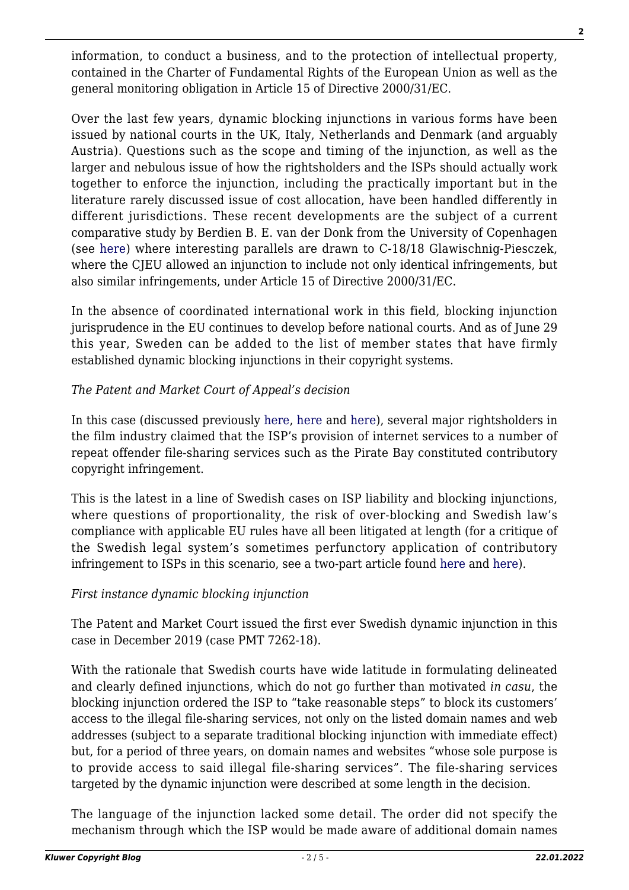information, to conduct a business, and to the protection of intellectual property, contained in the Charter of Fundamental Rights of the European Union as well as the general monitoring obligation in Article 15 of Directive 2000/31/EC.

Over the last few years, dynamic blocking injunctions in various forms have been issued by national courts in the UK, Italy, Netherlands and Denmark (and arguably Austria). Questions such as the scope and timing of the injunction, as well as the larger and nebulous issue of how the rightsholders and the ISPs should actually work together to enforce the injunction, including the practically important but in the literature rarely discussed issue of cost allocation, have been handled differently in different jurisdictions. These recent developments are the subject of a current comparative study by Berdien B. E. van der Donk from the University of Copenhagen (see here) where interesting parallels are drawn to C-18/18 Glawischnig-Piesczek, where the CJEU allowed an injunction to include not only identical infringements, but also similar infringements, under Article 15 of Directive 2000/31/EC.

In the absence of coordinated international work in this field, blocking injunction jurisprudence in the EU continues to develop before national courts. And as of June 29 this year, Sweden can be added to the list of member states that have firmly established dynamic blocking injunctions in their copyright systems.

*The Patent and Market Court of Appeal's decision*

In this case (discussed previously here, here and here), several major rightsholders in the film industry claimed that the ISP's provision of internet services to a number of repeat offender file-sharing services such as the Pirate Bay constituted contributory copyright infringement.

This is the latest in a line of Swedish cases on ISP liability and blocking injunctions, where questions of proportionality, the risk of over-blocking and Swedish law's compliance with applicable EU rules have all been litigated at length (for a critique of the Swedish legal system's sometimes perfunctory application of contributory infringement to ISPs in this scenario, see a two-part article found here and here).

*First instance dynamic blocking injunction*

The Patent and Market Court issued the first ever Swedish dynamic injunction in this case in December 2019 (case PMT 7262-18).

With the rationale that Swedish courts have wide latitude in formulating delineated and clearly defined injunctions, which do not go further than motivated *in casu*, the blocking injunction ordered the ISP to "take reasonable steps" to block its customers' access to the illegal file-sharing services, not only on the listed domain names and web addresses (subject to a separate traditional blocking injunction with immediate effect) but, for a period of three years, on domain names and websites "whose sole purpose is to provide access to said illegal file-sharing services". The file-sharing services targeted by the dynamic injunction were described at some length in the decision.

The language of the injunction lacked some detail. The order did not specify the mechanism through which the ISP would be made aware of additional domain names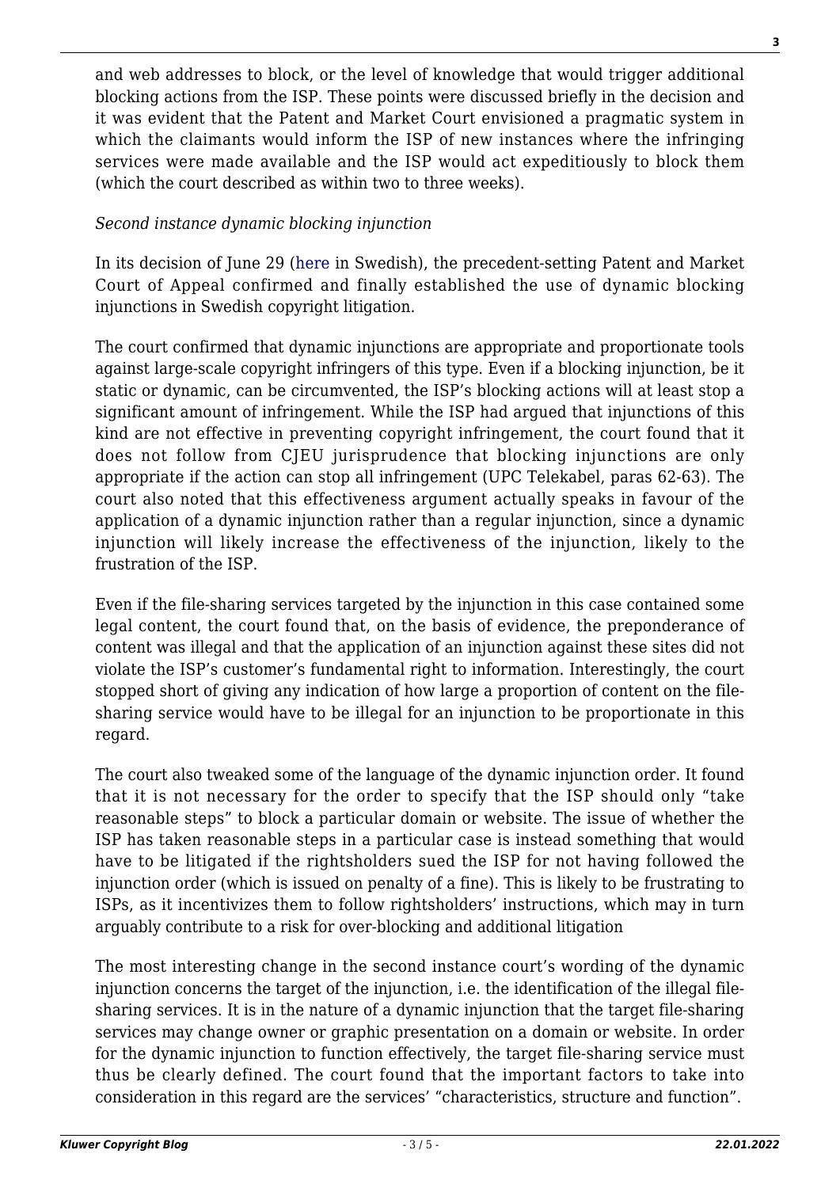and web addresses to block, or the level of knowledge that would trigger additional blocking actions from the ISP. These points were discussed briefly in the decision and it was evident that the Patent and Market Court envisioned a pragmatic system in which the claimants would inform the ISP of new instances where the infringing services were made available and the ISP would act expeditiously to block them (which the court described as within two to three weeks).

*Second instance dynamic blocking injunction*

In its decision of June 29 (here in Swedish), the precedent-setting Patent and Market Court of Appeal confirmed and finally established the use of dynamic blocking injunctions in Swedish copyright litigation.

The court confirmed that dynamic injunctions are appropriate and proportionate tools against large-scale copyright infringers of this type. Even if a blocking injunction, be it static or dynamic, can be circumvented, the ISP's blocking actions will at least stop a significant amount of infringement. While the ISP had argued that injunctions of this kind are not effective in preventing copyright infringement, the court found that it does not follow from CJEU jurisprudence that blocking injunctions are only appropriate if the action can stop all infringement (UPC Telekabel, paras 62-63). The court also noted that this effectiveness argument actually speaks in favour of the application of a dynamic injunction rather than a regular injunction, since a dynamic injunction will likely increase the effectiveness of the injunction, likely to the frustration of the ISP.

Even if the file-sharing services targeted by the injunction in this case contained some legal content, the court found that, on the basis of evidence, the preponderance of content was illegal and that the application of an injunction against these sites did not violate the ISP's customer's fundamental right to information. Interestingly, the court stopped short of giving any indication of how large a proportion of content on the file-sharing service would have to be illegal for an injunction to be proportionate in this regard.

The court also tweaked some of the language of the dynamic injunction order. It found that it is not necessary for the order to specify that the ISP should only "take reasonable steps" to block a particular domain or website. The issue of whether the ISP has taken reasonable steps in a particular case is instead something that would have to be litigated if the rightsholders sued the ISP for not having followed the injunction order (which is issued on penalty of a fine). This is likely to be frustrating to ISPs, as it incentivizes them to follow rightsholders' instructions, which may in turn arguably contribute to a risk for over-blocking and additional litigation

The most interesting change in the second instance court's wording of the dynamic injunction concerns the target of the injunction, i.e. the identification of the illegal file-sharing services. It is in the nature of a dynamic injunction that the target file-sharing services may change owner or graphic presentation on a domain or website. In order for the dynamic injunction to function effectively, the target file-sharing service must thus be clearly defined. The court found that the important factors to take into consideration in this regard are the services' "characteristics, structure and function".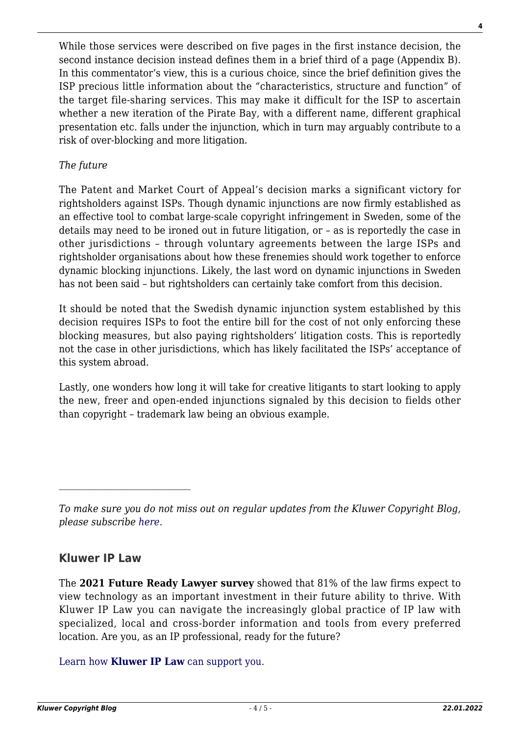While those services were described on five pages in the first instance decision, the second instance decision instead defines them in a brief third of a page (Appendix B). In this commentator's view, this is a curious choice, since the brief definition gives the ISP precious little information about the "characteristics, structure and function" of the target file-sharing services. This may make it difficult for the ISP to ascertain whether a new iteration of the Pirate Bay, with a different name, different graphical presentation etc. falls under the injunction, which in turn may arguably contribute to a risk of over-blocking and more litigation.

*The future*

The Patent and Market Court of Appeal's decision marks a significant victory for rightsholders against ISPs. Though dynamic injunctions are now firmly established as an effective tool to combat large-scale copyright infringement in Sweden, some of the details may need to be ironed out in future litigation, or – as is reportedly the case in other jurisdictions – through voluntary agreements between the large ISPs and rightsholder organisations about how these frenemies should work together to enforce dynamic blocking injunctions. Likely, the last word on dynamic injunctions in Sweden has not been said – but rightsholders can certainly take comfort from this decision.

It should be noted that the Swedish dynamic injunction system established by this decision requires ISPs to foot the entire bill for the cost of not only enforcing these blocking measures, but also paying rightsholders' litigation costs. This is reportedly not the case in other jurisdictions, which has likely facilitated the ISPs' acceptance of this system abroad.

Lastly, one wonders how long it will take for creative litigants to start looking to apply the new, freer and open-ended injunctions signaled by this decision to fields other than copyright – trademark law being an obvious example.

---

*To make sure you do not miss out on regular updates from the Kluwer Copyright Blog, please subscribe here.*

## Kluwer IP Law

The **2021 Future Ready Lawyer survey** showed that 81% of the law firms expect to view technology as an important investment in their future ability to thrive. With Kluwer IP Law you can navigate the increasingly global practice of IP law with specialized, local and cross-border information and tools from every preferred location. Are you, as an IP professional, ready for the future?

Learn how **Kluwer IP Law** can support you.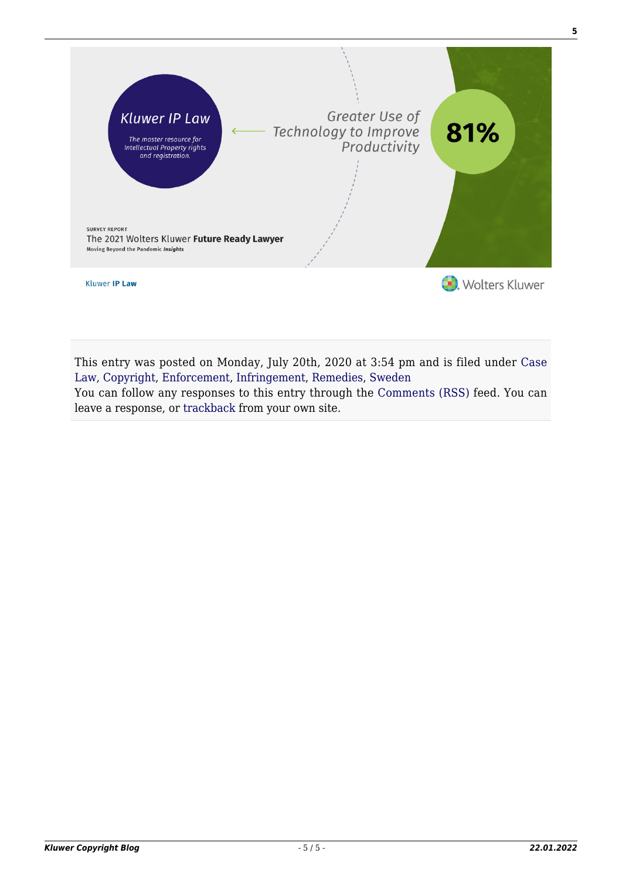Kluwer IP Law

The master resource for Intellectual Property rights and registration.

Greater Use of Technology to Improve Productivity

81%

SURVEY REPORT

The 2021 Wolters Kluwer **Future Ready Lawyer**

Moving Beyond the Pandemic *Insights*

Kluwer **IP Law**

Wolters Kluwer

This entry was posted on Monday, July 20th, 2020 at 3:54 pm and is filed under Case Law, Copyright, Enforcement, Infringement, Remedies, Sweden
You can follow any responses to this entry through the Comments (RSS) feed. You can leave a response, or trackback from your own site.